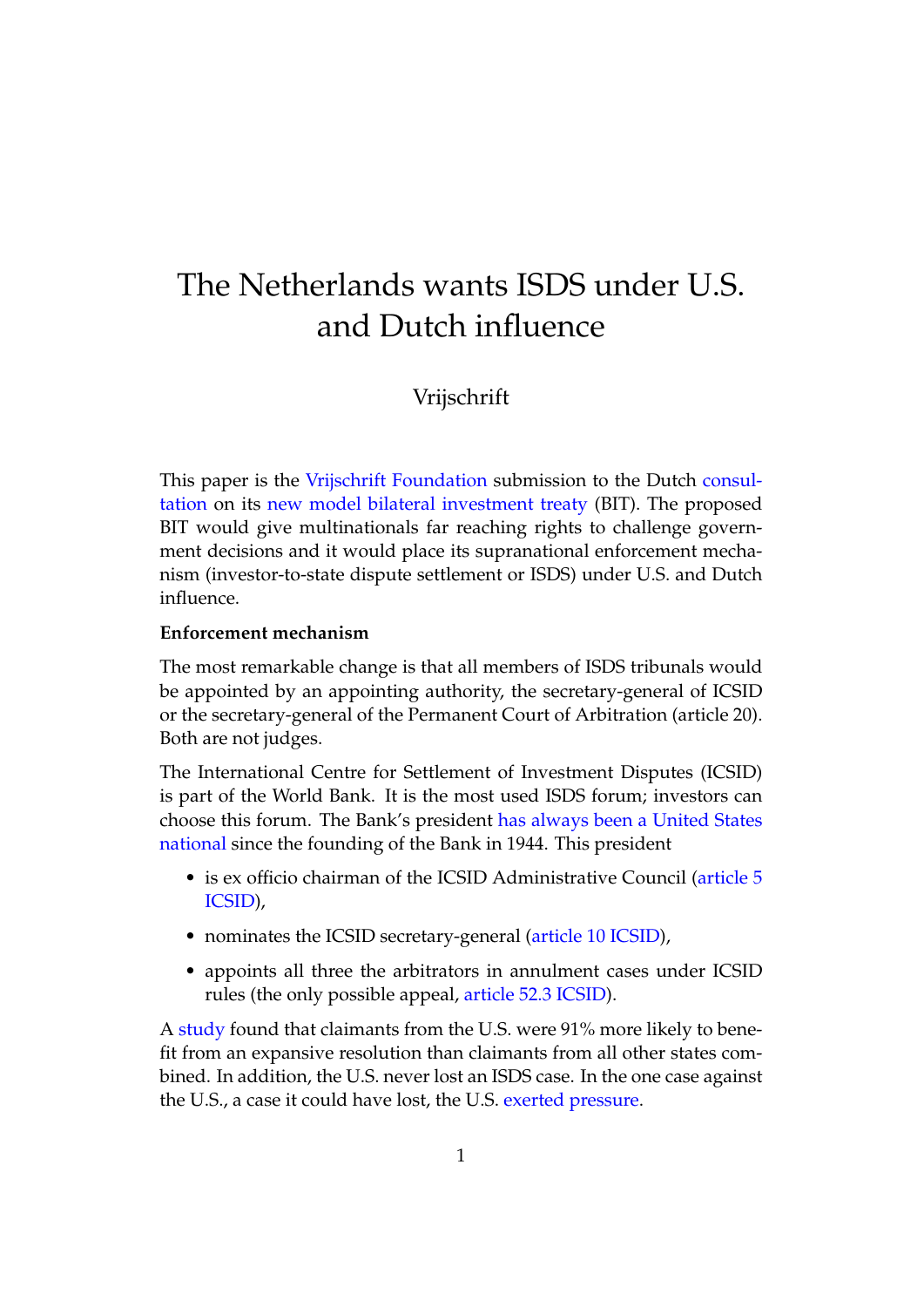# The Netherlands wants ISDS under U.S. and Dutch influence

Vrijschrift

This paper is the Vrijschrift Foundation submission to the Dutch consultation on its new model bilateral investment treaty (BIT). The proposed BIT would give multinationals far reaching rights to challenge government decisions and it would place its supranational enforcement mechanism (investor-to-state dispute settlement or ISDS) under U.S. and Dutch influence.

**Enforcement mechanism**

The most remarkable change is that all members of ISDS tribunals would be appointed by an appointing authority, the secretary-general of ICSID or the secretary-general of the Permanent Court of Arbitration (article 20). Both are not judges.

The International Centre for Settlement of Investment Disputes (ICSID) is part of the World Bank. It is the most used ISDS forum; investors can choose this forum. The Bank's president has always been a United States national since the founding of the Bank in 1944. This president

- is ex officio chairman of the ICSID Administrative Council (article 5 ICSID),
- nominates the ICSID secretary-general (article 10 ICSID),
- appoints all three the arbitrators in annulment cases under ICSID rules (the only possible appeal, article 52.3 ICSID).

A study found that claimants from the U.S. were 91% more likely to benefit from an expansive resolution than claimants from all other states combined. In addition, the U.S. never lost an ISDS case. In the one case against the U.S., a case it could have lost, the U.S. exerted pressure.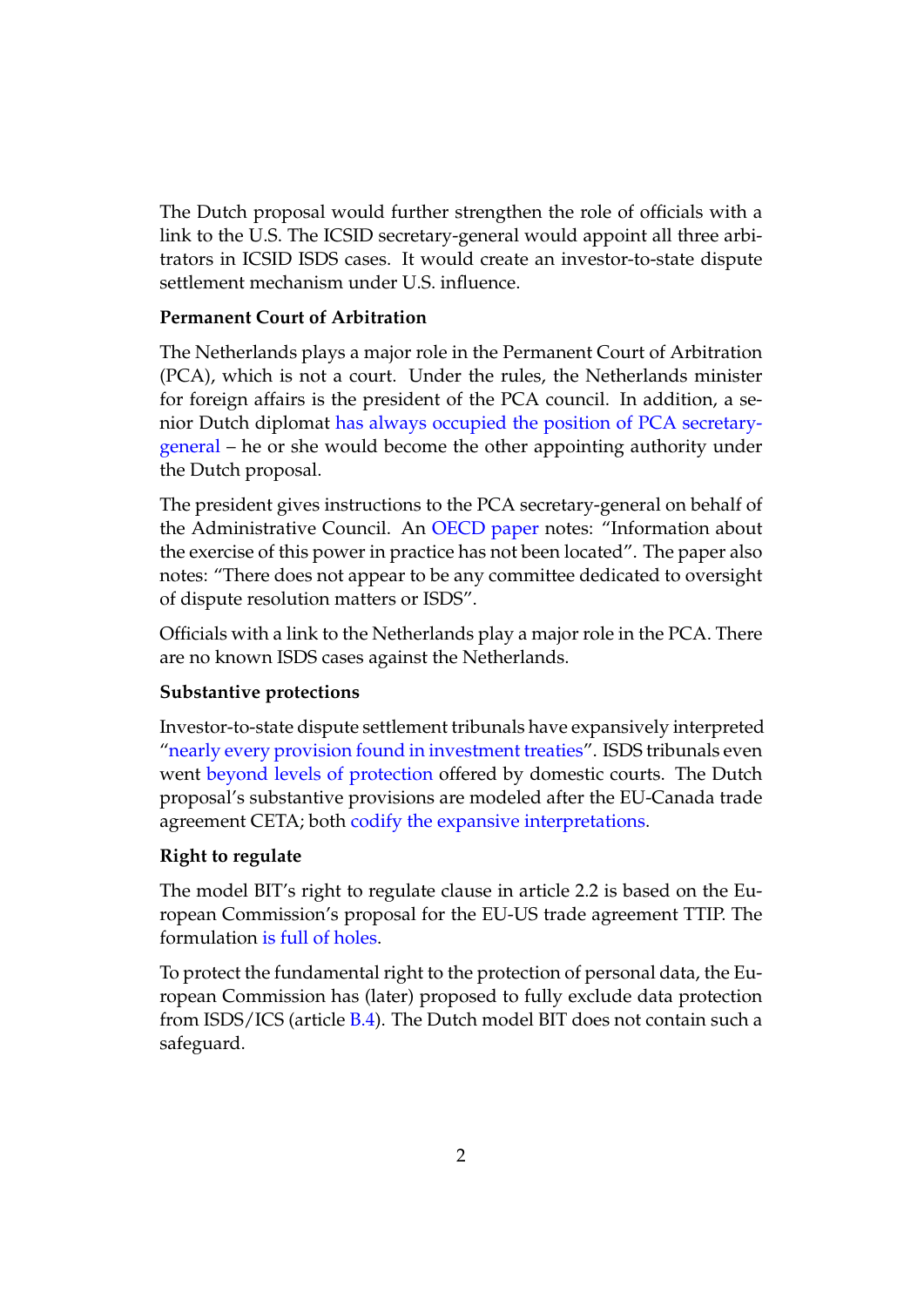The Dutch proposal would further strengthen the role of officials with a link to the U.S. The ICSID secretary-general would appoint all three arbitrators in ICSID ISDS cases. It would create an investor-to-state dispute settlement mechanism under U.S. influence.

**Permanent Court of Arbitration**

The Netherlands plays a major role in the Permanent Court of Arbitration (PCA), which is not a court. Under the rules, the Netherlands minister for foreign affairs is the president of the PCA council. In addition, a senior Dutch diplomat has always occupied the position of PCA secretary-general – he or she would become the other appointing authority under the Dutch proposal.

The president gives instructions to the PCA secretary-general on behalf of the Administrative Council. An OECD paper notes: "Information about the exercise of this power in practice has not been located". The paper also notes: "There does not appear to be any committee dedicated to oversight of dispute resolution matters or ISDS".

Officials with a link to the Netherlands play a major role in the PCA. There are no known ISDS cases against the Netherlands.

**Substantive protections**

Investor-to-state dispute settlement tribunals have expansively interpreted "nearly every provision found in investment treaties". ISDS tribunals even went beyond levels of protection offered by domestic courts. The Dutch proposal's substantive provisions are modeled after the EU-Canada trade agreement CETA; both codify the expansive interpretations.

**Right to regulate**

The model BIT's right to regulate clause in article 2.2 is based on the European Commission's proposal for the EU-US trade agreement TTIP. The formulation is full of holes.

To protect the fundamental right to the protection of personal data, the European Commission has (later) proposed to fully exclude data protection from ISDS/ICS (article B.4). The Dutch model BIT does not contain such a safeguard.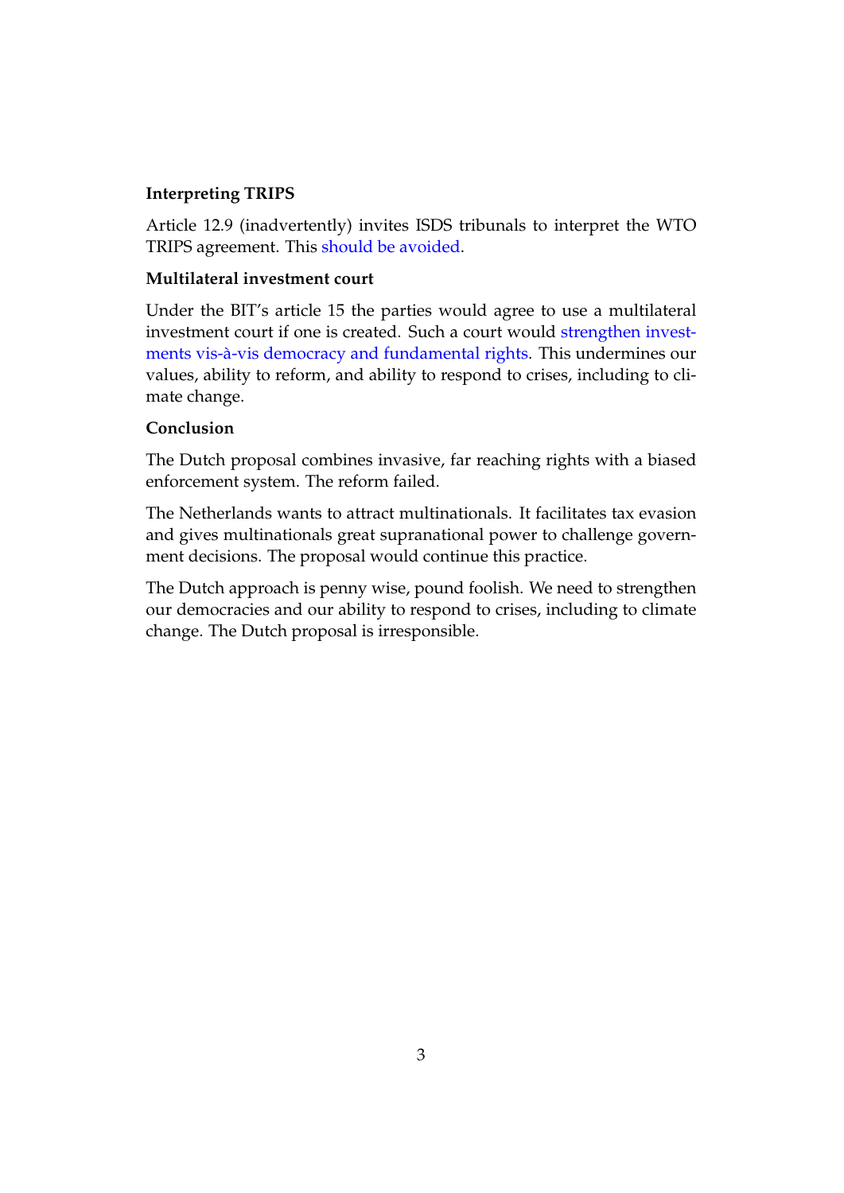**Interpreting TRIPS**

Article 12.9 (inadvertently) invites ISDS tribunals to interpret the WTO TRIPS agreement. This should be avoided.

**Multilateral investment court**

Under the BIT's article 15 the parties would agree to use a multilateral investment court if one is created. Such a court would strengthen investments vis-à-vis democracy and fundamental rights. This undermines our values, ability to reform, and ability to respond to crises, including to climate change.

**Conclusion**

The Dutch proposal combines invasive, far reaching rights with a biased enforcement system. The reform failed.

The Netherlands wants to attract multinationals. It facilitates tax evasion and gives multinationals great supranational power to challenge government decisions. The proposal would continue this practice.

The Dutch approach is penny wise, pound foolish. We need to strengthen our democracies and our ability to respond to crises, including to climate change. The Dutch proposal is irresponsible.